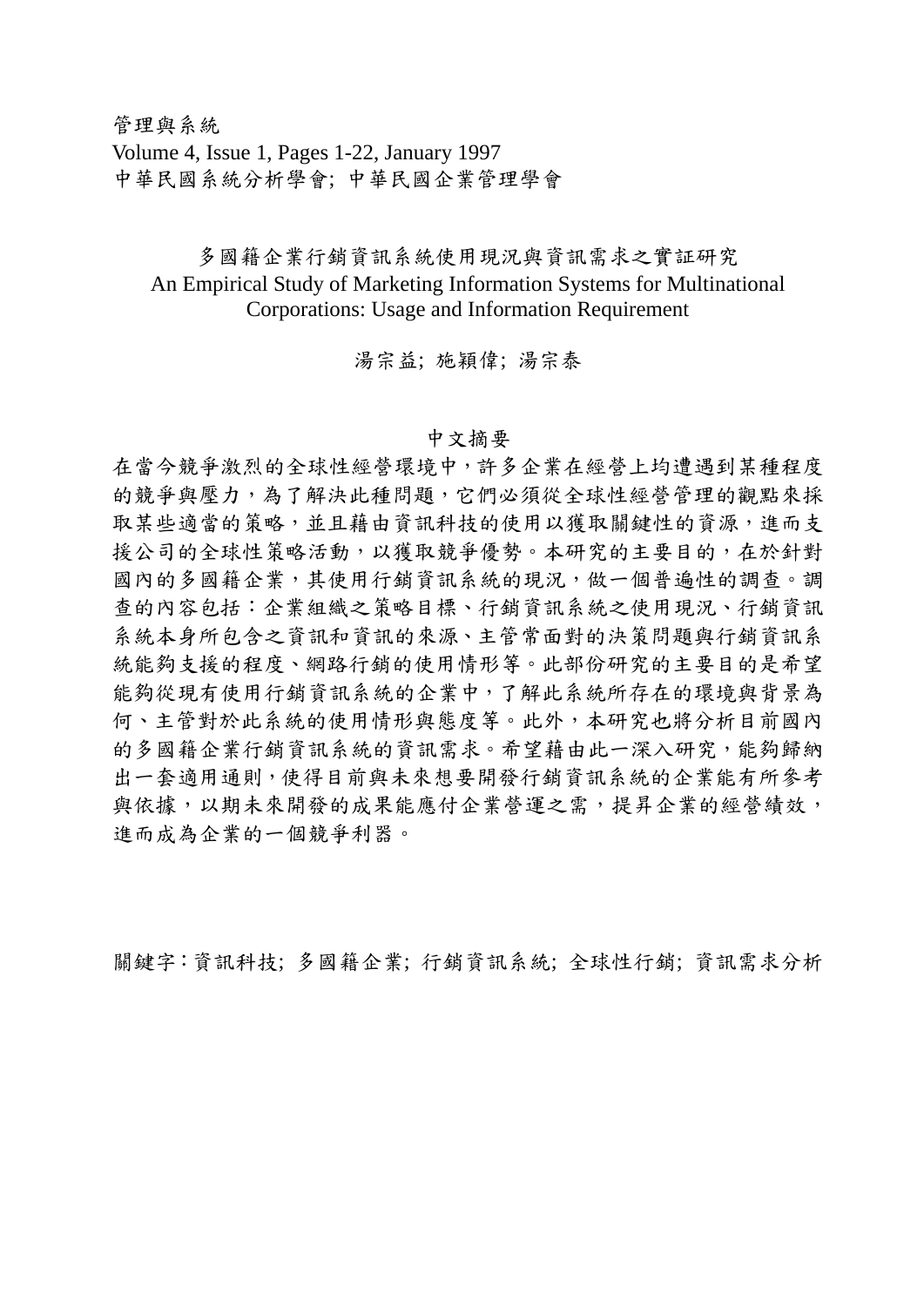管理與系統
Volume 4, Issue 1, Pages 1-22, January 1997
中華民國系統分析學會; 中華民國企業管理學會

# 多國籍企業行銷資訊系統使用現況與資訊需求之實証研究

# An Empirical Study of Marketing Information Systems for Multinational Corporations: Usage and Information Requirement

湯宗益; 施穎偉; 湯宗泰

## 中文摘要

在當今競爭激烈的全球性經營環境中，許多企業在經營上均遭遇到某種程度的競爭與壓力，為了解決此種問題，它們必須從全球性經營管理的觀點來採取某些適當的策略，並且藉由資訊科技的使用以獲取關鍵性的資源，進而支援公司的全球性策略活動，以獲取競爭優勢。本研究的主要目的，在於針對國內的多國籍企業，其使用行銷資訊系統的現況，做一個普遍性的調查。調查的內容包括：企業組織之策略目標、行銷資訊系統之使用現況、行銷資訊系統本身所包含之資訊和資訊的來源、主管常面對的決策問題與行銷資訊系統能夠支援的程度、網路行銷的使用情形等。此部份研究的主要目的是希望能夠從現有使用行銷資訊系統的企業中，了解此系統所存在的環境與背景為何、主管對於此系統的使用情形與態度等。此外，本研究也將分析目前國內的多國籍企業行銷資訊系統的資訊需求。希望藉由此一深入研究，能夠歸納出一套適用通則，使得目前與未來想要開發行銷資訊系統的企業能有所參考與依據，以期未來開發的成果能應付企業營運之需，提昇企業的經營績效，進而成為企業的一個競爭利器。

關鍵字：資訊科技; 多國籍企業; 行銷資訊系統; 全球性行銷; 資訊需求分析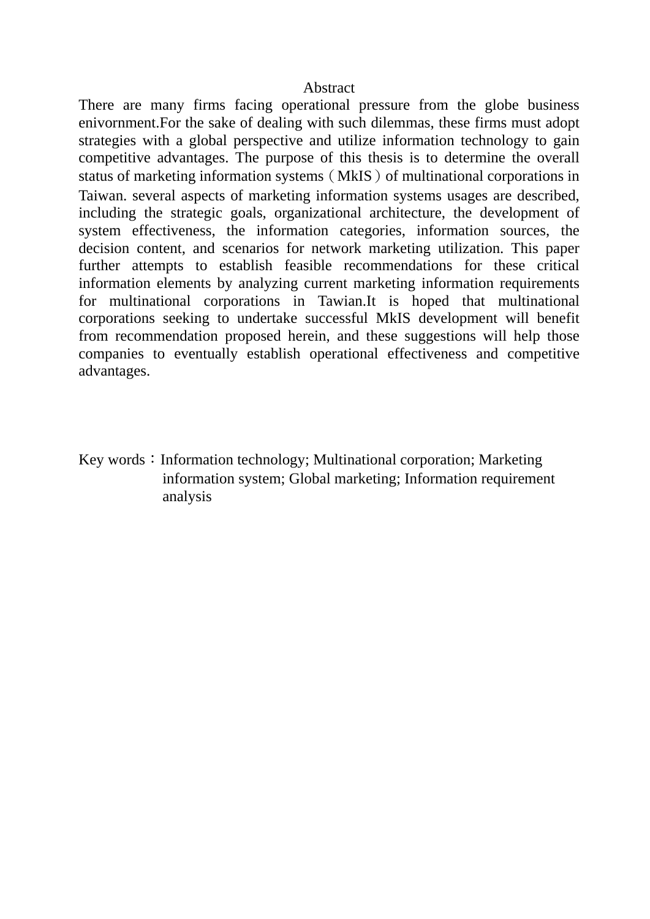# Abstract

There are many firms facing operational pressure from the globe business enivornment.For the sake of dealing with such dilemmas, these firms must adopt strategies with a global perspective and utilize information technology to gain competitive advantages. The purpose of this thesis is to determine the overall status of marketing information systems（MkIS）of multinational corporations in Taiwan. several aspects of marketing information systems usages are described, including the strategic goals, organizational architecture, the development of system effectiveness, the information categories, information sources, the decision content, and scenarios for network marketing utilization. This paper further attempts to establish feasible recommendations for these critical information elements by analyzing current marketing information requirements for multinational corporations in Tawian.It is hoped that multinational corporations seeking to undertake successful MkIS development will benefit from recommendation proposed herein, and these suggestions will help those companies to eventually establish operational effectiveness and competitive advantages.

Key words：Information technology; Multinational corporation; Marketing information system; Global marketing; Information requirement analysis